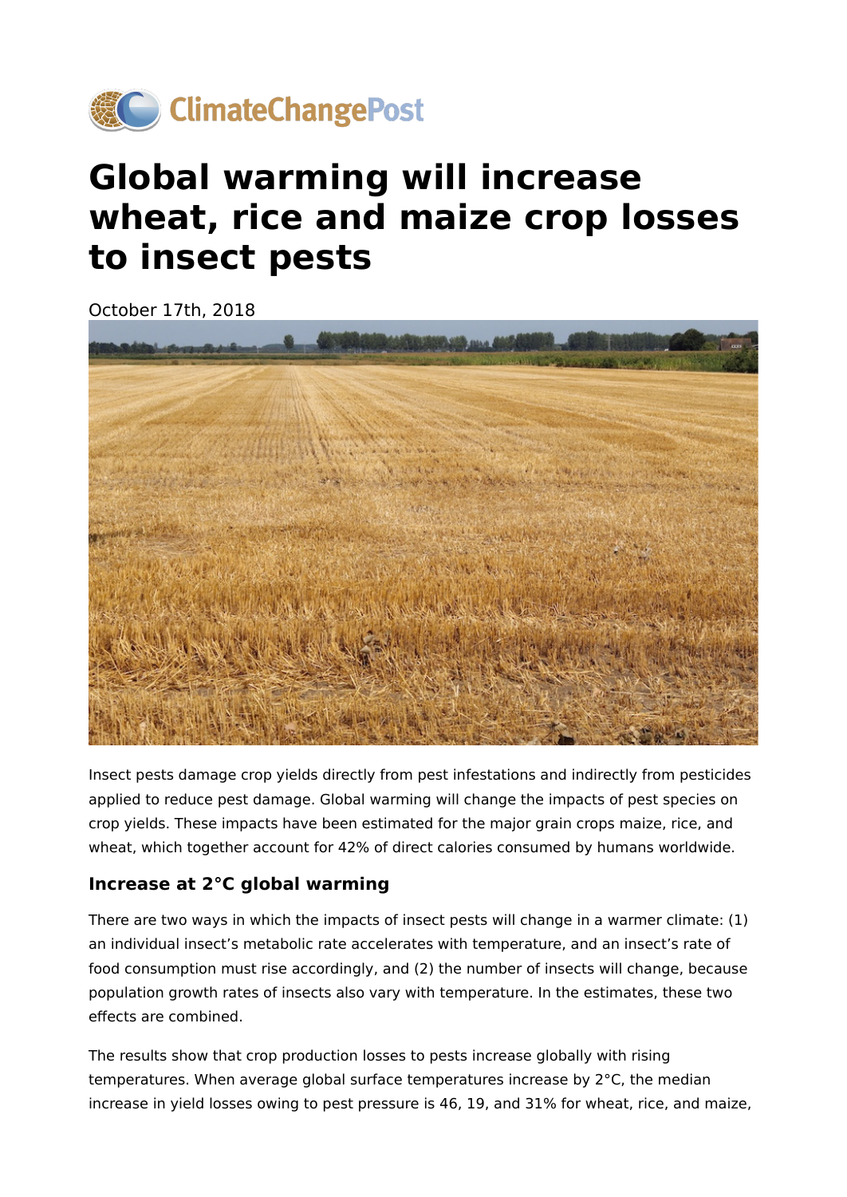# Global warming will increase wheat, rice and maize crop losses to insect pests

October 17th, 2018

Insect pests damage crop yields directly from pest infestations and indirectly from pesticides applied to reduce pest damage. Global warming will change the impacts of pest species on crop yields. These impacts have been estimated for the major grain crops maize, rice, and wheat, which together account for 42% of direct calories consumed by humans worldwide.

### Increase at 2°C global warming

There are two ways in which the impacts of insect pests will change in a warmer climate: (1) an individual insect's metabolic rate accelerates with temperature, and an insect's rate of food consumption must rise accordingly, and (2) the number of insects will change, because population growth rates of insects also vary with temperature. In the estimates, these two effects are combined.

The results show that crop production losses to pests increase globally with rising temperatures. When average global surface temperatures increase by 2°C, the median increase in yield losses owing to pest pressure is 46, 19, and 31% for wheat, rice, and maize,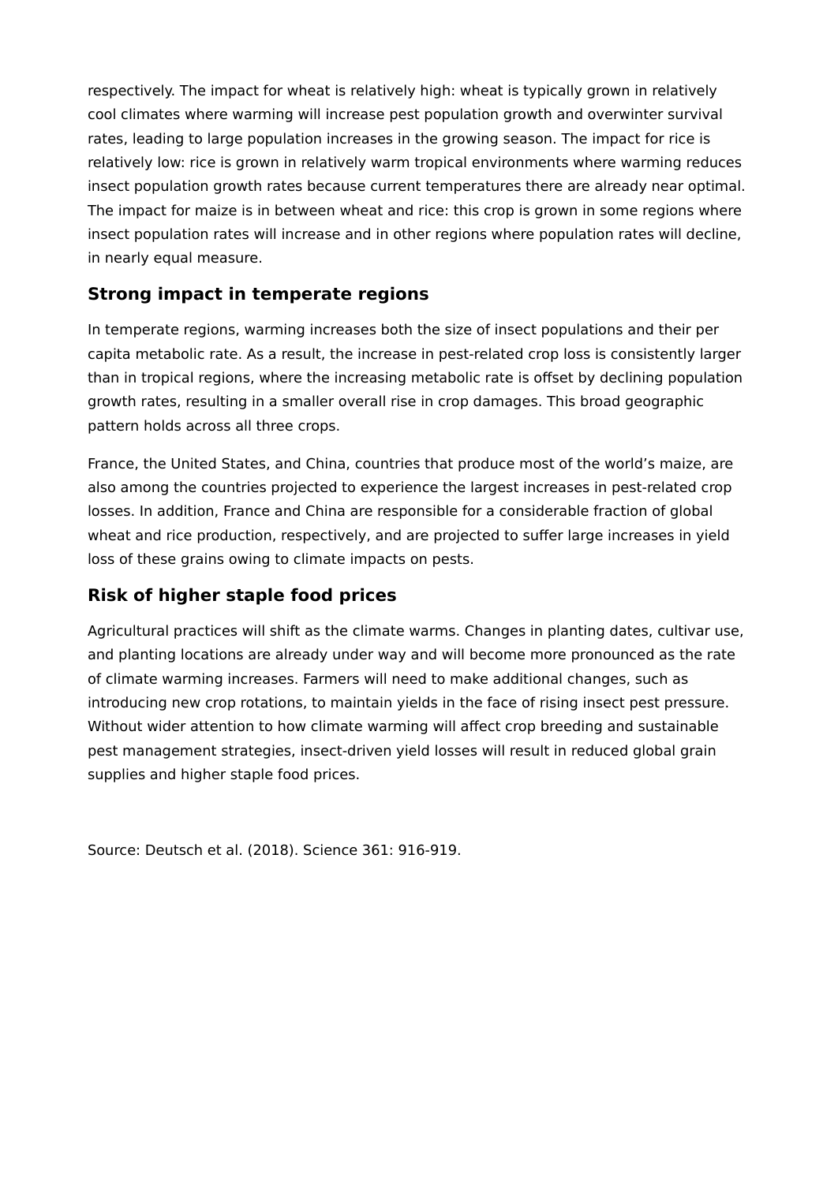respectively. The impact for wheat is relatively high: wheat is typically grown in relatively cool climates where warming will increase pest population growth and overwinter survival rates, leading to large population increases in the growing season. The impact for rice is relatively low: rice is grown in relatively warm tropical environments where warming reduces insect population growth rates because current temperatures there are already near optimal. The impact for maize is in between wheat and rice: this crop is grown in some regions where insect population rates will increase and in other regions where population rates will decline, in nearly equal measure.

## Strong impact in temperate regions

In temperate regions, warming increases both the size of insect populations and their per capita metabolic rate. As a result, the increase in pest-related crop loss is consistently larger than in tropical regions, where the increasing metabolic rate is offset by declining population growth rates, resulting in a smaller overall rise in crop damages. This broad geographic pattern holds across all three crops.

France, the United States, and China, countries that produce most of the world's maize, are also among the countries projected to experience the largest increases in pest-related crop losses. In addition, France and China are responsible for a considerable fraction of global wheat and rice production, respectively, and are projected to suffer large increases in yield loss of these grains owing to climate impacts on pests.

## Risk of higher staple food prices

Agricultural practices will shift as the climate warms. Changes in planting dates, cultivar use, and planting locations are already under way and will become more pronounced as the rate of climate warming increases. Farmers will need to make additional changes, such as introducing new crop rotations, to maintain yields in the face of rising insect pest pressure. Without wider attention to how climate warming will affect crop breeding and sustainable pest management strategies, insect-driven yield losses will result in reduced global grain supplies and higher staple food prices.

Source: Deutsch et al. (2018). Science 361: 916-919.